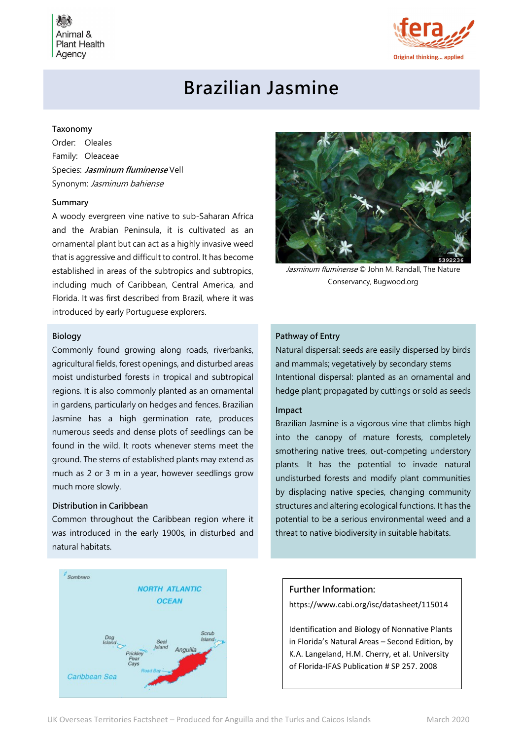Animal & Plant Health Agency

fera — Original thinking... applied

# Brazilian Jasmine

### Taxonomy

Order: Oleales
Family: Oleaceae
Species: ***Jasminum fluminense*** Vell
Synonym: *Jasminum bahiense*

### Summary

A woody evergreen vine native to sub-Saharan Africa and the Arabian Peninsula, it is cultivated as an ornamental plant but can act as a highly invasive weed that is aggressive and difficult to control. It has become established in areas of the subtropics and subtropics, including much of Caribbean, Central America, and Florida. It was first described from Brazil, where it was introduced by early Portuguese explorers.

*Jasminum fluminense* © John M. Randall, The Nature Conservancy, Bugwood.org

### Biology

Commonly found growing along roads, riverbanks, agricultural fields, forest openings, and disturbed areas moist undisturbed forests in tropical and subtropical regions. It is also commonly planted as an ornamental in gardens, particularly on hedges and fences. Brazilian Jasmine has a high germination rate, produces numerous seeds and dense plots of seedlings can be found in the wild. It roots whenever stems meet the ground. The stems of established plants may extend as much as 2 or 3 m in a year, however seedlings grow much more slowly.

### Distribution in Caribbean

Common throughout the Caribbean region where it was introduced in the early 1900s, in disturbed and natural habitats.

### Pathway of Entry

Natural dispersal: seeds are easily dispersed by birds and mammals; vegetatively by secondary stems
Intentional dispersal: planted as an ornamental and hedge plant; propagated by cuttings or sold as seeds

### Impact

Brazilian Jasmine is a vigorous vine that climbs high into the canopy of mature forests, completely smothering native trees, out-competing understory plants. It has the potential to invade natural undisturbed forests and modify plant communities by displacing native species, changing community structures and altering ecological functions. It has the potential to be a serious environmental weed and a threat to native biodiversity in suitable habitats.

### Further Information:

https://www.cabi.org/isc/datasheet/115014

Identification and Biology of Nonnative Plants in Florida's Natural Areas – Second Edition, by K.A. Langeland, H.M. Cherry, et al. University of Florida-IFAS Publication # SP 257. 2008

UK Overseas Territories Factsheet – Produced for Anguilla and the Turks and Caicos Islands — March 2020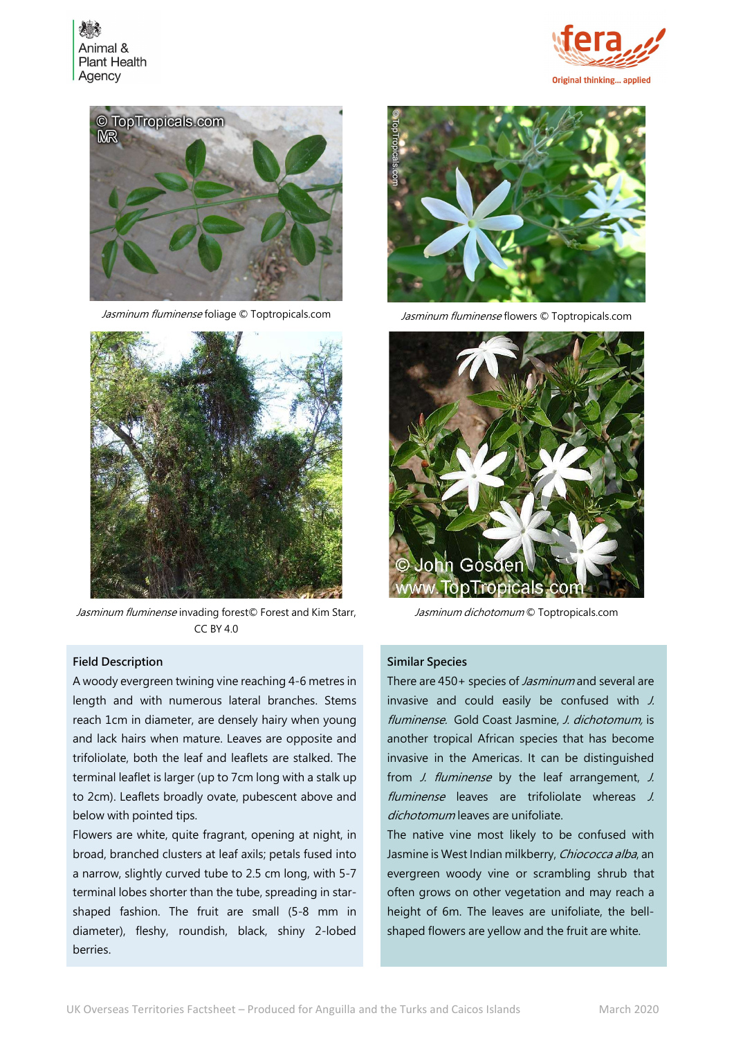*Jasminum fluminense* foliage © Toptropicals.com

*Jasminum fluminense* flowers © Toptropicals.com

*Jasminum fluminense* invading forest© Forest and Kim Starr, CC BY 4.0

*Jasminum dichotomum* © Toptropicals.com

### Field Description

A woody evergreen twining vine reaching 4-6 metres in length and with numerous lateral branches. Stems reach 1cm in diameter, are densely hairy when young and lack hairs when mature. Leaves are opposite and trifoliolate, both the leaf and leaflets are stalked. The terminal leaflet is larger (up to 7cm long with a stalk up to 2cm). Leaflets broadly ovate, pubescent above and below with pointed tips.

Flowers are white, quite fragrant, opening at night, in broad, branched clusters at leaf axils; petals fused into a narrow, slightly curved tube to 2.5 cm long, with 5-7 terminal lobes shorter than the tube, spreading in star-shaped fashion. The fruit are small (5-8 mm in diameter), fleshy, roundish, black, shiny 2-lobed berries.

### Similar Species

There are 450+ species of *Jasminum* and several are invasive and could easily be confused with *J. fluminense*. Gold Coast Jasmine, *J. dichotomum,* is another tropical African species that has become invasive in the Americas. It can be distinguished from *J. fluminense* by the leaf arrangement, *J. fluminense* leaves are trifoliolate whereas *J. dichotomum* leaves are unifoliate.

The native vine most likely to be confused with Jasmine is West Indian milkberry, *Chiococca alba*, an evergreen woody vine or scrambling shrub that often grows on other vegetation and may reach a height of 6m. The leaves are unifoliate, the bell-shaped flowers are yellow and the fruit are white.